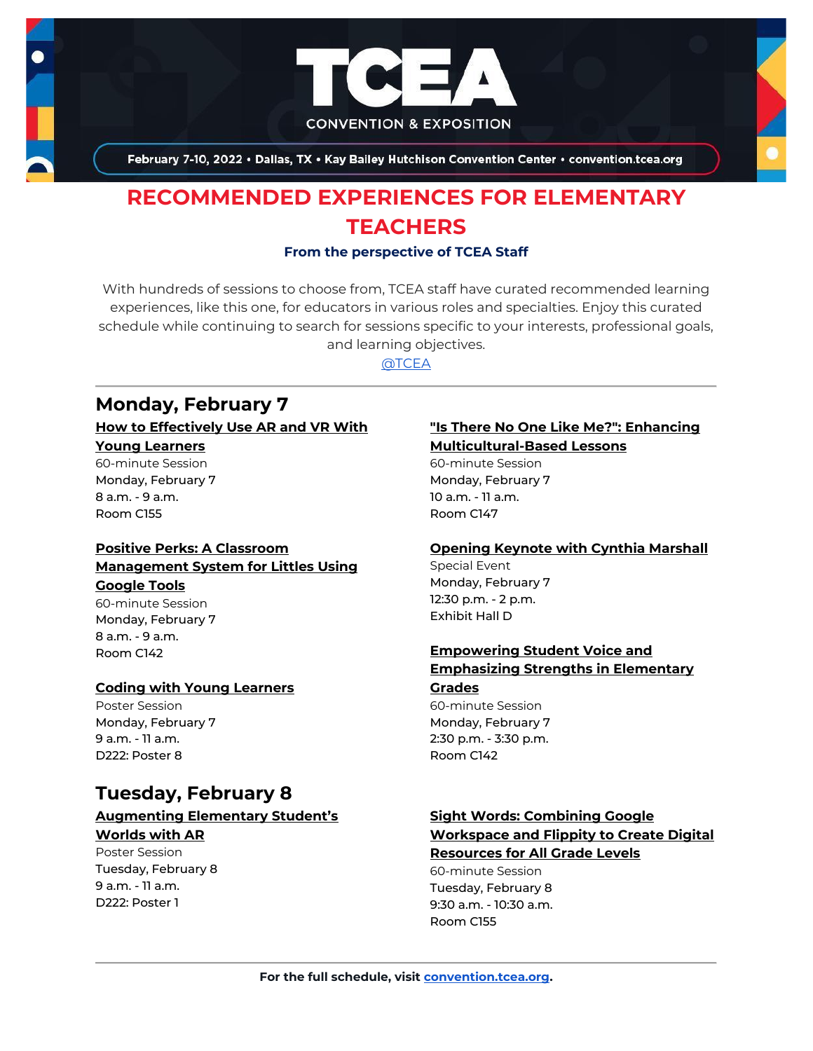TCEA

CONVENTION & EXPOSITION

February 7-10, 2022 • Dallas, TX • Kay Bailey Hutchison Convention Center • convention.tcea.org

# RECOMMENDED EXPERIENCES FOR ELEMENTARY TEACHERS

**From the perspective of TCEA Staff**

With hundreds of sessions to choose from, TCEA staff have curated recommended learning experiences, like this one, for educators in various roles and specialties. Enjoy this curated schedule while continuing to search for sessions specific to your interests, professional goals, and learning objectives.

@TCEA

---

## Monday, February 7

**How to Effectively Use AR and VR With Young Learners**
60-minute Session
Monday, February 7
8 a.m. - 9 a.m.
Room C155

**Positive Perks: A Classroom Management System for Littles Using Google Tools**
60-minute Session
Monday, February 7
8 a.m. - 9 a.m.
Room C142

**Coding with Young Learners**
Poster Session
Monday, February 7
9 a.m. - 11 a.m.
D222: Poster 8

**"Is There No One Like Me?": Enhancing Multicultural-Based Lessons**
60-minute Session
Monday, February 7
10 a.m. - 11 a.m.
Room C147

**Opening Keynote with Cynthia Marshall**
Special Event
Monday, February 7
12:30 p.m. - 2 p.m.
Exhibit Hall D

**Empowering Student Voice and Emphasizing Strengths in Elementary Grades**
60-minute Session
Monday, February 7
2:30 p.m. - 3:30 p.m.
Room C142

## Tuesday, February 8

**Augmenting Elementary Student's Worlds with AR**
Poster Session
Tuesday, February 8
9 a.m. - 11 a.m.
D222: Poster 1

**Sight Words: Combining Google Workspace and Flippity to Create Digital Resources for All Grade Levels**
60-minute Session
Tuesday, February 8
9:30 a.m. - 10:30 a.m.
Room C155

---

**For the full schedule, visit convention.tcea.org.**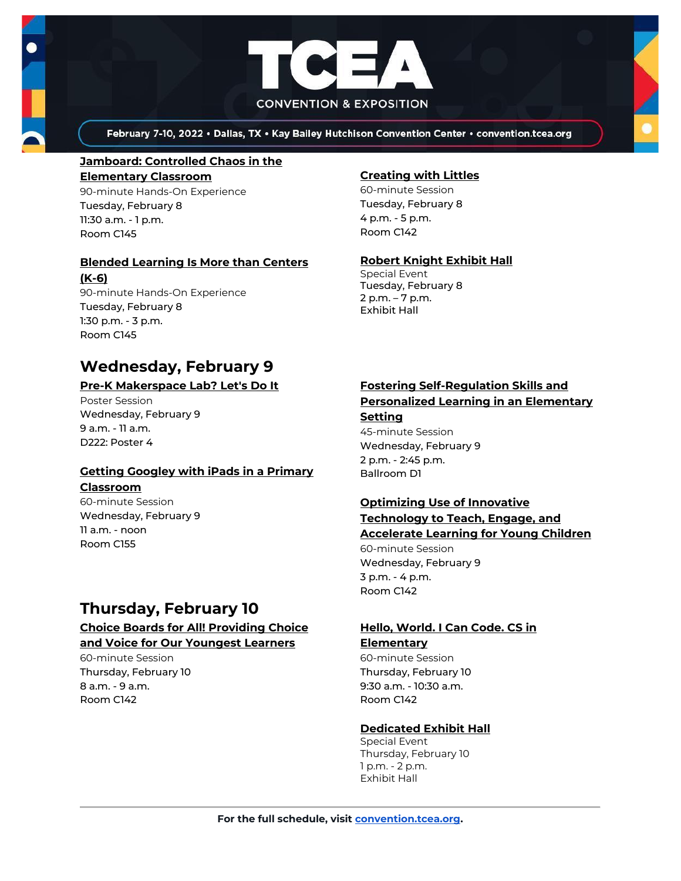**Jamboard: Controlled Chaos in the Elementary Classroom**
90-minute Hands-On Experience
Tuesday, February 8
11:30 a.m. - 1 p.m.
Room C145

**Blended Learning Is More than Centers (K-6)**
90-minute Hands-On Experience
Tuesday, February 8
1:30 p.m. - 3 p.m.
Room C145

**Creating with Littles**
60-minute Session
Tuesday, February 8
4 p.m. - 5 p.m.
Room C142

**Robert Knight Exhibit Hall**
Special Event
Tuesday, February 8
2 p.m. – 7 p.m.
Exhibit Hall

## Wednesday, February 9

**Pre-K Makerspace Lab? Let's Do It**
Poster Session
Wednesday, February 9
9 a.m. - 11 a.m.
D222: Poster 4

**Getting Googley with iPads in a Primary Classroom**
60-minute Session
Wednesday, February 9
11 a.m. - noon
Room C155

**Fostering Self-Regulation Skills and Personalized Learning in an Elementary Setting**
45-minute Session
Wednesday, February 9
2 p.m. - 2:45 p.m.
Ballroom D1

**Optimizing Use of Innovative Technology to Teach, Engage, and Accelerate Learning for Young Children**
60-minute Session
Wednesday, February 9
3 p.m. - 4 p.m.
Room C142

## Thursday, February 10

**Choice Boards for All! Providing Choice and Voice for Our Youngest Learners**
60-minute Session
Thursday, February 10
8 a.m. - 9 a.m.
Room C142

**Hello, World. I Can Code. CS in Elementary**
60-minute Session
Thursday, February 10
9:30 a.m. - 10:30 a.m.
Room C142

**Dedicated Exhibit Hall**
Special Event
Thursday, February 10
1 p.m. - 2 p.m.
Exhibit Hall

---

**For the full schedule, visit convention.tcea.org.**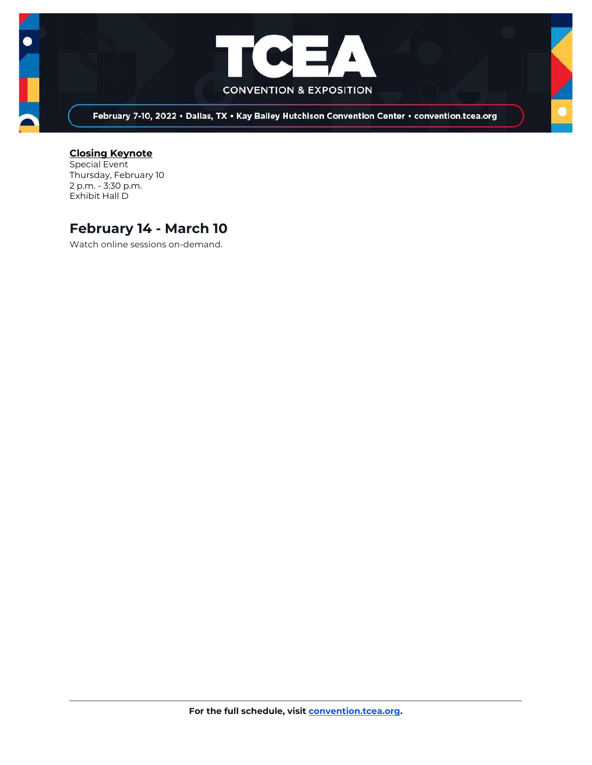**[Closing Keynote](#)**
Special Event
Thursday, February 10
2 p.m. - 3:30 p.m.
Exhibit Hall D

## February 14 - March 10

Watch online sessions on-demand.

**For the full schedule, visit [convention.tcea.org](https://convention.tcea.org).**